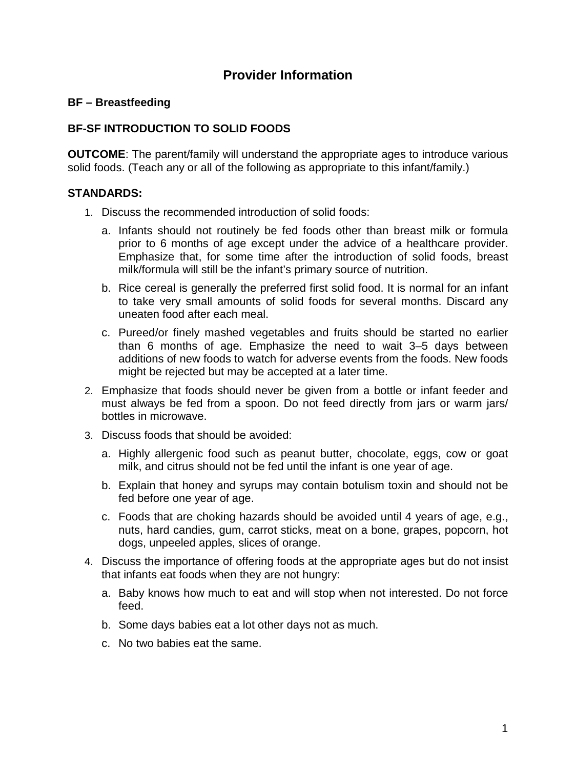# Provider Information

**BF – Breastfeeding**

**BF-SF INTRODUCTION TO SOLID FOODS**

**OUTCOME**: The parent/family will understand the appropriate ages to introduce various solid foods. (Teach any or all of the following as appropriate to this infant/family.)

**STANDARDS:**

1. Discuss the recommended introduction of solid foods:
   a. Infants should not routinely be fed foods other than breast milk or formula prior to 6 months of age except under the advice of a healthcare provider. Emphasize that, for some time after the introduction of solid foods, breast milk/formula will still be the infant's primary source of nutrition.
   b. Rice cereal is generally the preferred first solid food. It is normal for an infant to take very small amounts of solid foods for several months. Discard any uneaten food after each meal.
   c. Pureed/or finely mashed vegetables and fruits should be started no earlier than 6 months of age. Emphasize the need to wait 3–5 days between additions of new foods to watch for adverse events from the foods. New foods might be rejected but may be accepted at a later time.
2. Emphasize that foods should never be given from a bottle or infant feeder and must always be fed from a spoon. Do not feed directly from jars or warm jars/ bottles in microwave.
3. Discuss foods that should be avoided:
   a. Highly allergenic food such as peanut butter, chocolate, eggs, cow or goat milk, and citrus should not be fed until the infant is one year of age.
   b. Explain that honey and syrups may contain botulism toxin and should not be fed before one year of age.
   c. Foods that are choking hazards should be avoided until 4 years of age, e.g., nuts, hard candies, gum, carrot sticks, meat on a bone, grapes, popcorn, hot dogs, unpeeled apples, slices of orange.
4. Discuss the importance of offering foods at the appropriate ages but do not insist that infants eat foods when they are not hungry:
   a. Baby knows how much to eat and will stop when not interested. Do not force feed.
   b. Some days babies eat a lot other days not as much.
   c. No two babies eat the same.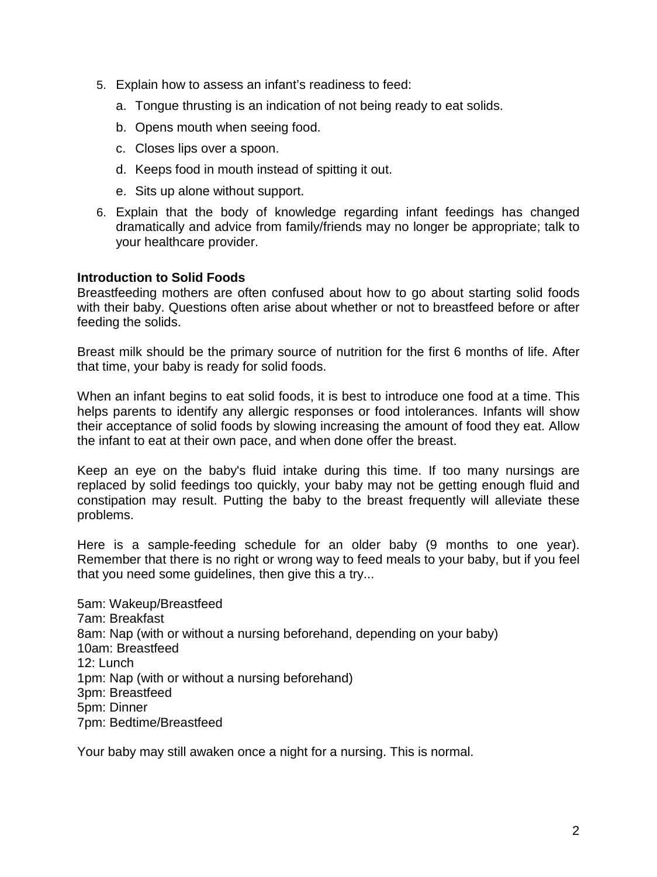5. Explain how to assess an infant's readiness to feed:
   a. Tongue thrusting is an indication of not being ready to eat solids.
   b. Opens mouth when seeing food.
   c. Closes lips over a spoon.
   d. Keeps food in mouth instead of spitting it out.
   e. Sits up alone without support.
6. Explain that the body of knowledge regarding infant feedings has changed dramatically and advice from family/friends may no longer be appropriate; talk to your healthcare provider.

**Introduction to Solid Foods**

Breastfeeding mothers are often confused about how to go about starting solid foods with their baby. Questions often arise about whether or not to breastfeed before or after feeding the solids.

Breast milk should be the primary source of nutrition for the first 6 months of life. After that time, your baby is ready for solid foods.

When an infant begins to eat solid foods, it is best to introduce one food at a time. This helps parents to identify any allergic responses or food intolerances. Infants will show their acceptance of solid foods by slowing increasing the amount of food they eat. Allow the infant to eat at their own pace, and when done offer the breast.

Keep an eye on the baby's fluid intake during this time. If too many nursings are replaced by solid feedings too quickly, your baby may not be getting enough fluid and constipation may result. Putting the baby to the breast frequently will alleviate these problems.

Here is a sample-feeding schedule for an older baby (9 months to one year). Remember that there is no right or wrong way to feed meals to your baby, but if you feel that you need some guidelines, then give this a try...

5am: Wakeup/Breastfeed
7am: Breakfast
8am: Nap (with or without a nursing beforehand, depending on your baby)
10am: Breastfeed
12: Lunch
1pm: Nap (with or without a nursing beforehand)
3pm: Breastfeed
5pm: Dinner
7pm: Bedtime/Breastfeed

Your baby may still awaken once a night for a nursing. This is normal.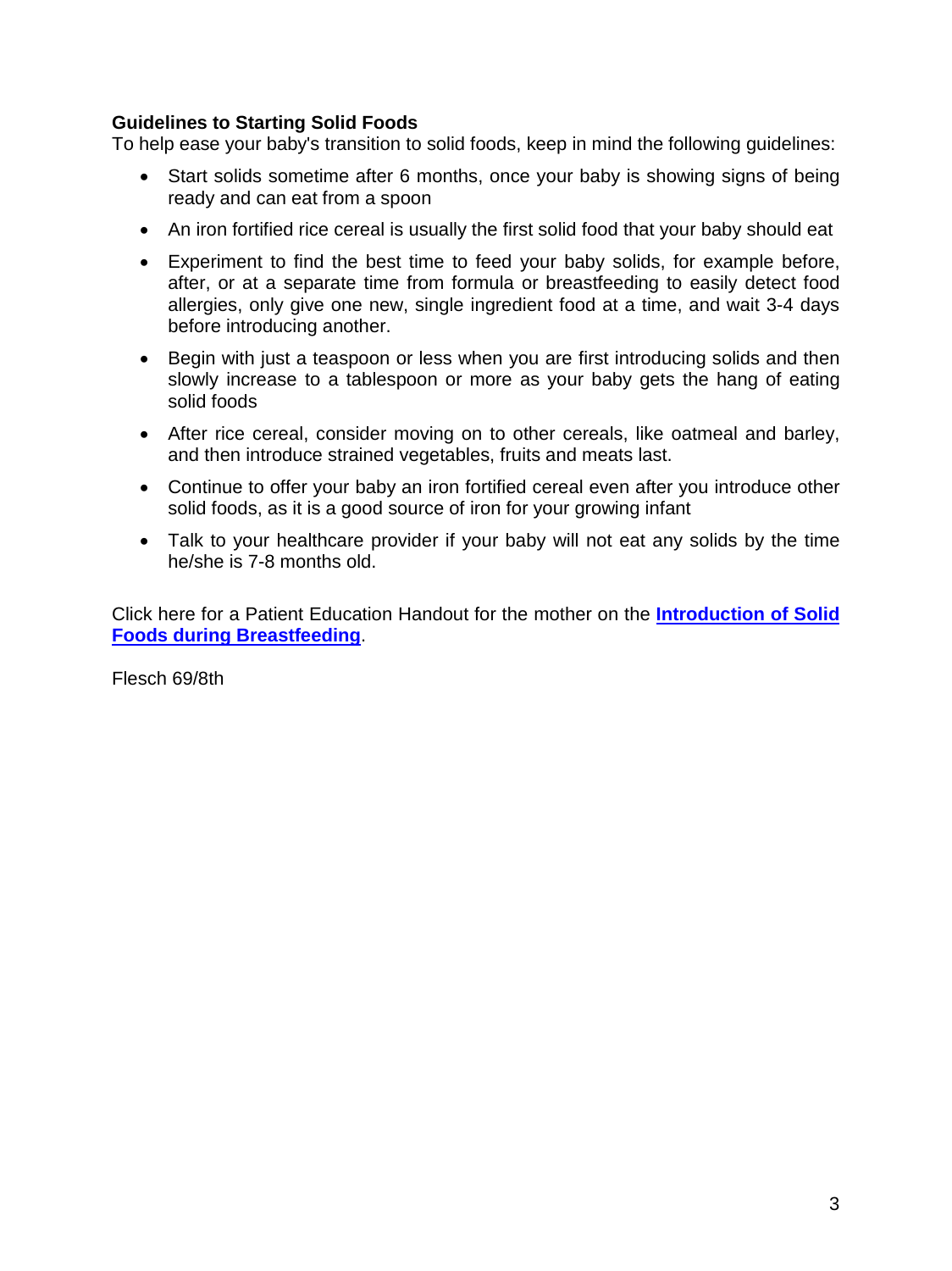**Guidelines to Starting Solid Foods**

To help ease your baby's transition to solid foods, keep in mind the following guidelines:

- Start solids sometime after 6 months, once your baby is showing signs of being ready and can eat from a spoon
- An iron fortified rice cereal is usually the first solid food that your baby should eat
- Experiment to find the best time to feed your baby solids, for example before, after, or at a separate time from formula or breastfeeding to easily detect food allergies, only give one new, single ingredient food at a time, and wait 3-4 days before introducing another.
- Begin with just a teaspoon or less when you are first introducing solids and then slowly increase to a tablespoon or more as your baby gets the hang of eating solid foods
- After rice cereal, consider moving on to other cereals, like oatmeal and barley, and then introduce strained vegetables, fruits and meats last.
- Continue to offer your baby an iron fortified cereal even after you introduce other solid foods, as it is a good source of iron for your growing infant
- Talk to your healthcare provider if your baby will not eat any solids by the time he/she is 7-8 months old.

Click here for a Patient Education Handout for the mother on the **Introduction of Solid Foods during Breastfeeding**.

Flesch 69/8th